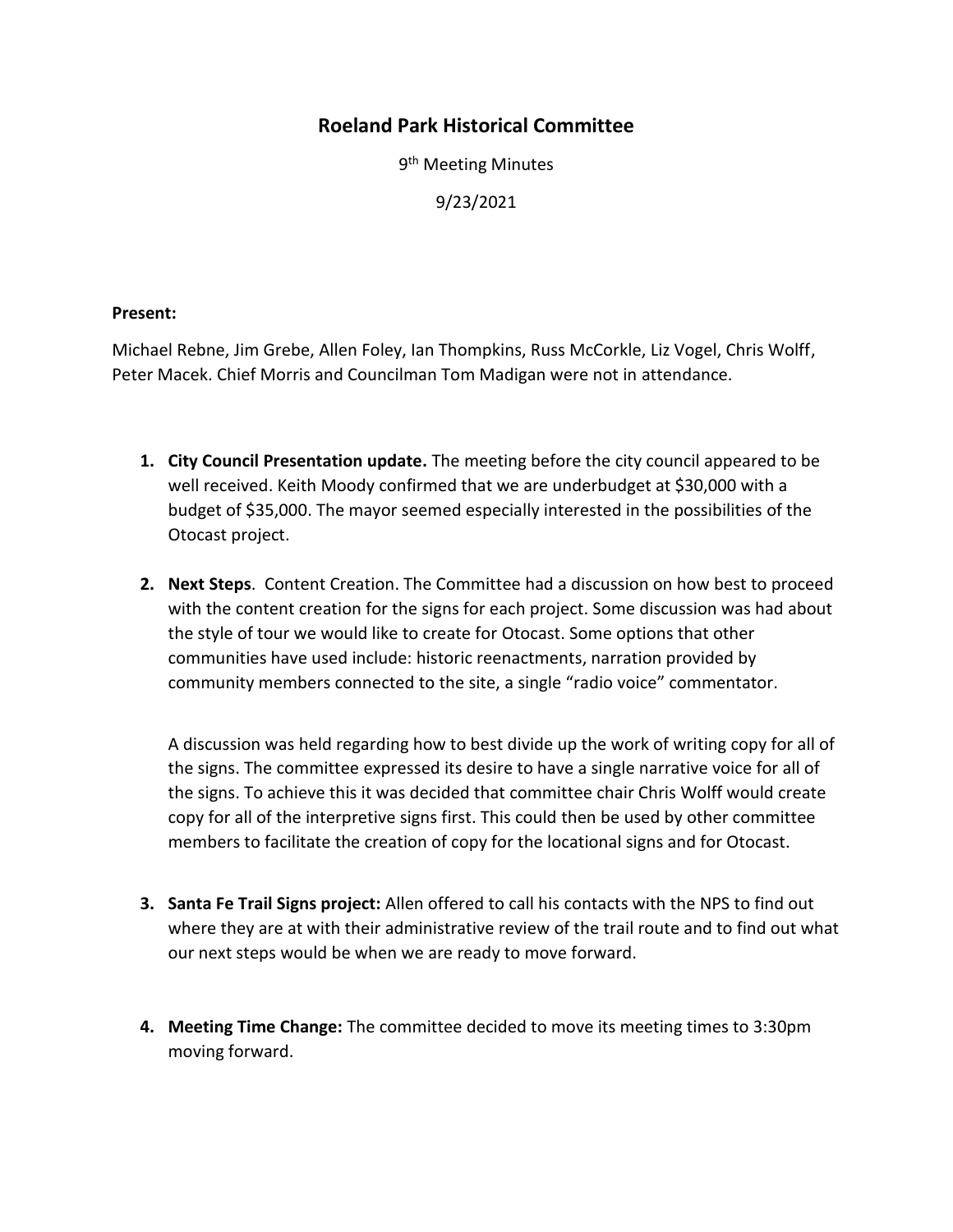# Roeland Park Historical Committee

9th Meeting Minutes

9/23/2021

**Present:**

Michael Rebne, Jim Grebe, Allen Foley, Ian Thompkins, Russ McCorkle, Liz Vogel, Chris Wolff, Peter Macek. Chief Morris and Councilman Tom Madigan were not in attendance.

1. **City Council Presentation update.** The meeting before the city council appeared to be well received. Keith Moody confirmed that we are underbudget at $30,000 with a budget of $35,000. The mayor seemed especially interested in the possibilities of the Otocast project.

2. **Next Steps**. Content Creation. The Committee had a discussion on how best to proceed with the content creation for the signs for each project. Some discussion was had about the style of tour we would like to create for Otocast. Some options that other communities have used include: historic reenactments, narration provided by community members connected to the site, a single "radio voice" commentator.

   A discussion was held regarding how to best divide up the work of writing copy for all of the signs. The committee expressed its desire to have a single narrative voice for all of the signs. To achieve this it was decided that committee chair Chris Wolff would create copy for all of the interpretive signs first. This could then be used by other committee members to facilitate the creation of copy for the locational signs and for Otocast.

3. **Santa Fe Trail Signs project:** Allen offered to call his contacts with the NPS to find out where they are at with their administrative review of the trail route and to find out what our next steps would be when we are ready to move forward.

4. **Meeting Time Change:** The committee decided to move its meeting times to 3:30pm moving forward.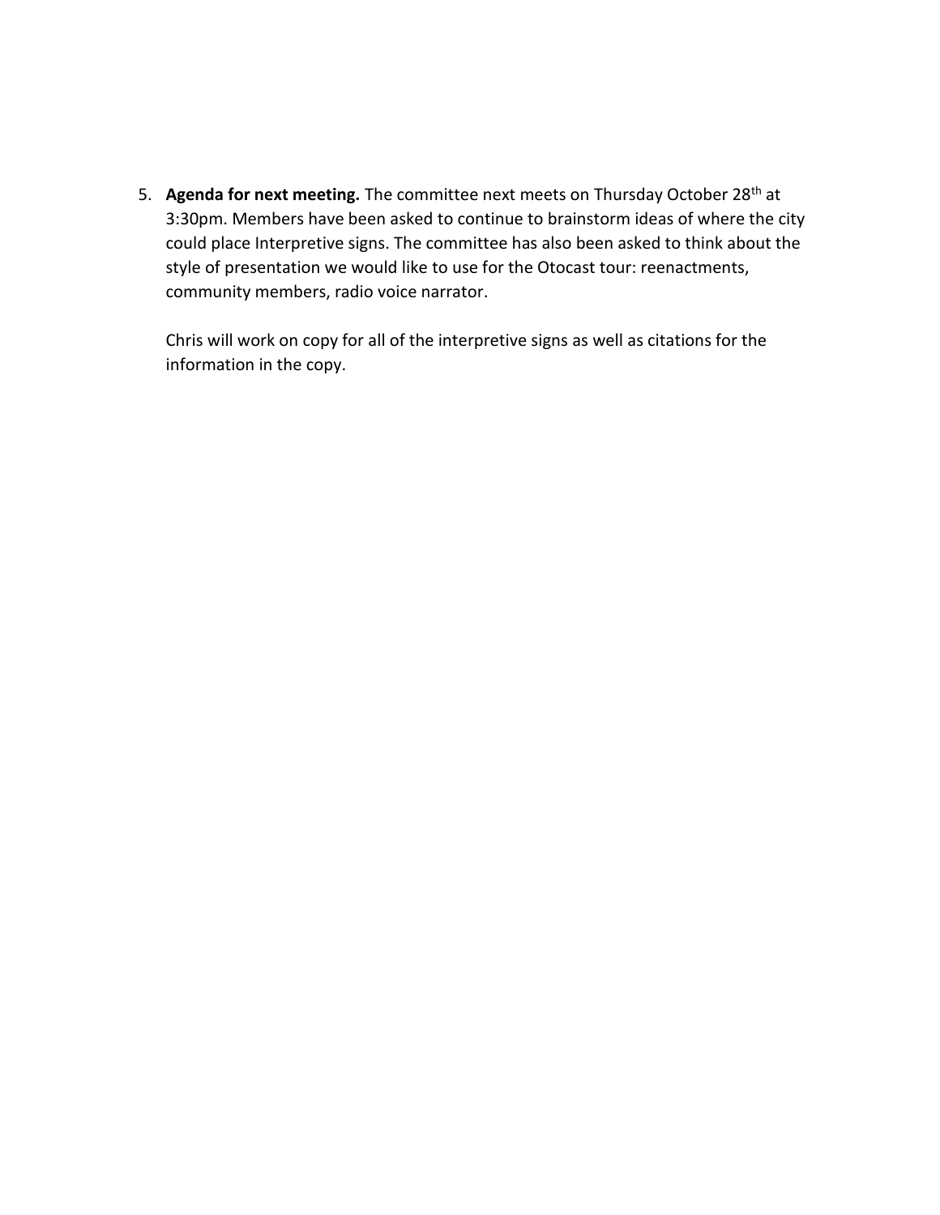5. **Agenda for next meeting.** The committee next meets on Thursday October 28th at 3:30pm. Members have been asked to continue to brainstorm ideas of where the city could place Interpretive signs. The committee has also been asked to think about the style of presentation we would like to use for the Otocast tour: reenactments, community members, radio voice narrator.

   Chris will work on copy for all of the interpretive signs as well as citations for the information in the copy.